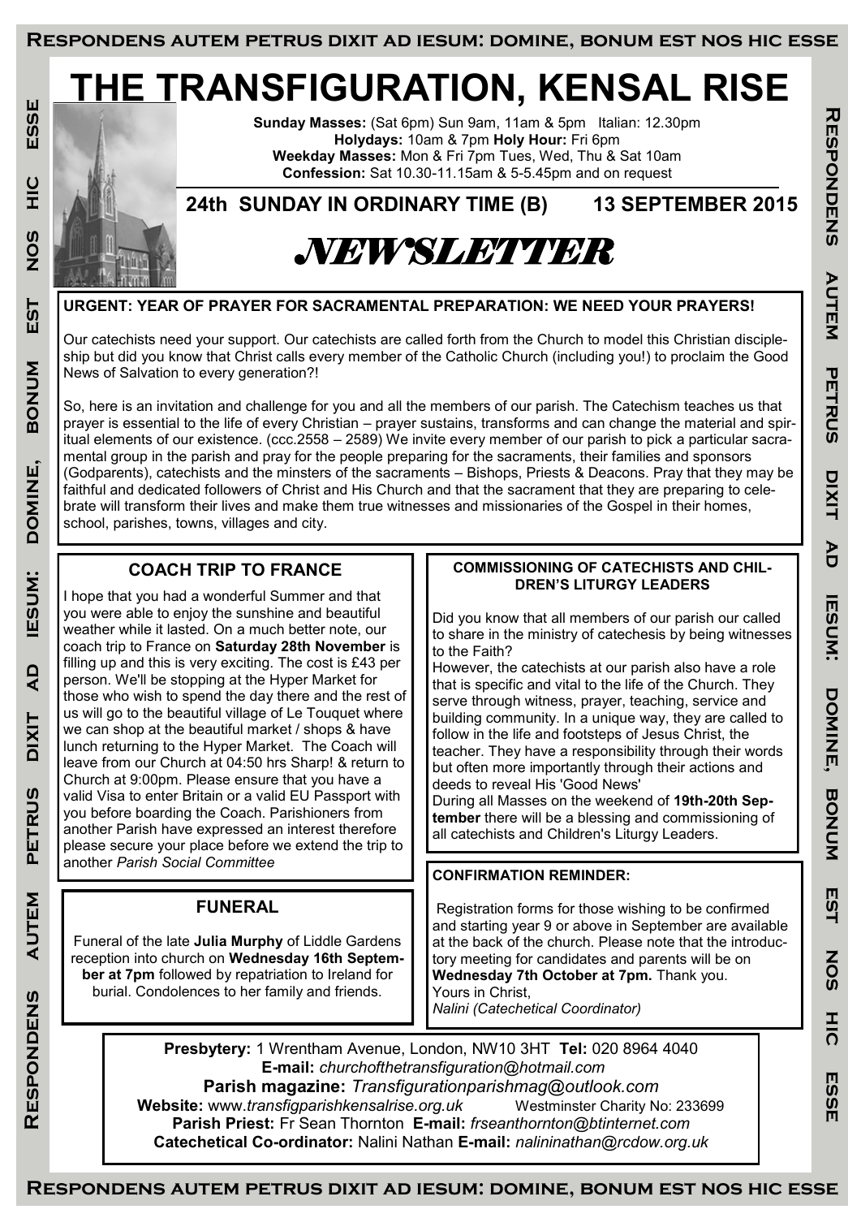# THE TRANSFIGURATION, KENSAL RISE

**Sunday Masses:** (Sat 6pm) Sun 9am, 11am & 5pm Italian: 12.30pm
**Holydays:** 10am & 7pm **Holy Hour:** Fri 6pm
**Weekday Masses:** Mon & Fri 7pm Tues, Wed, Thu & Sat 10am
**Confession:** Sat 10.30-11.15am & 5-5.45pm and on request

## 24th SUNDAY IN ORDINARY TIME (B) 13 SEPTEMBER 2015

# *NEWSLETTER*

### URGENT: YEAR OF PRAYER FOR SACRAMENTAL PREPARATION: WE NEED YOUR PRAYERS!

Our catechists need your support. Our catechists are called forth from the Church to model this Christian discipleship but did you know that Christ calls every member of the Catholic Church (including you!) to proclaim the Good News of Salvation to every generation?!

So, here is an invitation and challenge for you and all the members of our parish. The Catechism teaches us that prayer is essential to the life of every Christian – prayer sustains, transforms and can change the material and spiritual elements of our existence. (ccc.2558 – 2589) We invite every member of our parish to pick a particular sacramental group in the parish and pray for the people preparing for the sacraments, their families and sponsors (Godparents), catechists and the minsters of the sacraments – Bishops, Priests & Deacons. Pray that they may be faithful and dedicated followers of Christ and His Church and that the sacrament that they are preparing to celebrate will transform their lives and make them true witnesses and missionaries of the Gospel in their homes, school, parishes, towns, villages and city.

### COACH TRIP TO FRANCE

I hope that you had a wonderful Summer and that you were able to enjoy the sunshine and beautiful weather while it lasted. On a much better note, our coach trip to France on **Saturday 28th November** is filling up and this is very exciting. The cost is £43 per person. We'll be stopping at the Hyper Market for those who wish to spend the day there and the rest of us will go to the beautiful village of Le Touquet where we can shop at the beautiful market / shops & have lunch returning to the Hyper Market. The Coach will leave from our Church at 04:50 hrs Sharp! & return to Church at 9:00pm. Please ensure that you have a valid Visa to enter Britain or a valid EU Passport with you before boarding the Coach. Parishioners from another Parish have expressed an interest therefore please secure your place before we extend the trip to another *Parish Social Committee*

### FUNERAL

Funeral of the late **Julia Murphy** of Liddle Gardens reception into church on **Wednesday 16th September at 7pm** followed by repatriation to Ireland for burial. Condolences to her family and friends.

### COMMISSIONING OF CATECHISTS AND CHILDREN'S LITURGY LEADERS

Did you know that all members of our parish our called to share in the ministry of catechesis by being witnesses to the Faith?
However, the catechists at our parish also have a role that is specific and vital to the life of the Church. They serve through witness, prayer, teaching, service and building community. In a unique way, they are called to follow in the life and footsteps of Jesus Christ, the teacher. They have a responsibility through their words but often more importantly through their actions and deeds to reveal His 'Good News'
During all Masses on the weekend of **19th-20th September** there will be a blessing and commissioning of all catechists and Children's Liturgy Leaders.

### CONFIRMATION REMINDER:

Registration forms for those wishing to be confirmed and starting year 9 or above in September are available at the back of the church. Please note that the introductory meeting for candidates and parents will be on **Wednesday 7th October at 7pm.** Thank you.
Yours in Christ,
*Nalini (Catechetical Coordinator)*

**Presbytery:** 1 Wrentham Avenue, London, NW10 3HT **Tel:** 020 8964 4040
**E-mail:** *churchofthetransfiguration@hotmail.com*
**Parish magazine:** *Transfigurationparishmag@outlook.com*
**Website:** www.*transfigparishkensalrise.org.uk* Westminster Charity No: 233699
**Parish Priest:** Fr Sean Thornton **E-mail:** *frseanthornton@btinternet.com*
**Catechetical Co-ordinator:** Nalini Nathan **E-mail:** *nalininathan@rcdow.org.uk*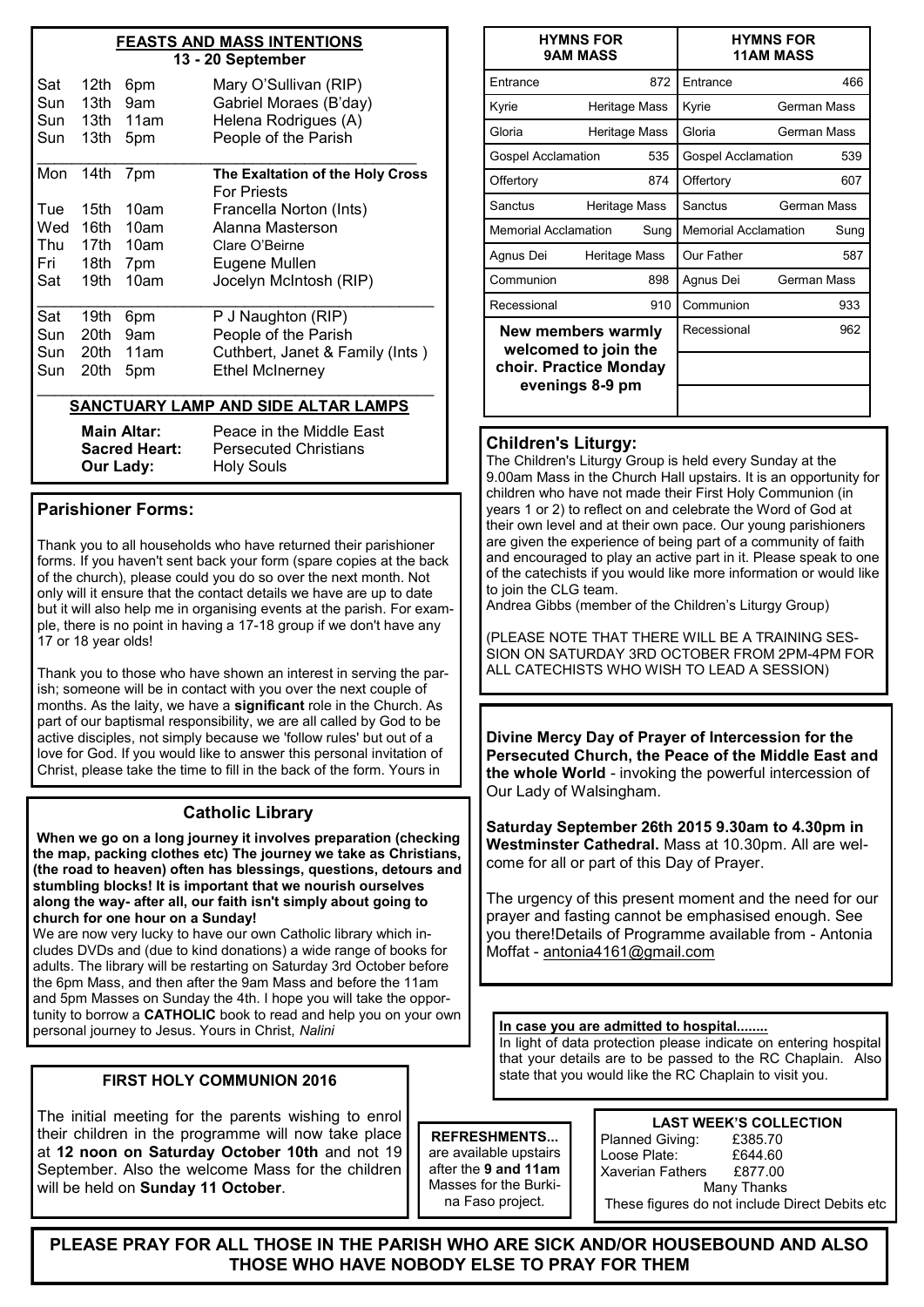## FEASTS AND MASS INTENTIONS
### 13 - 20 September

| | | | |
|---|---|---|---|
| Sat | 12th | 6pm | Mary O'Sullivan (RIP) |
| Sun | 13th | 9am | Gabriel Moraes (B'day) |
| Sun | 13th | 11am | Helena Rodrigues (A) |
| Sun | 13th | 5pm | People of the Parish |
| Mon | 14th | 7pm | **The Exaltation of the Holy Cross** For Priests |
| Tue | 15th | 10am | Francella Norton (Ints) |
| Wed | 16th | 10am | Alanna Masterson |
| Thu | 17th | 10am | Clare O'Beirne |
| Fri | 18th | 7pm | Eugene Mullen |
| Sat | 19th | 10am | Jocelyn McIntosh (RIP) |
| Sat | 19th | 6pm | P J Naughton (RIP) |
| Sun | 20th | 9am | People of the Parish |
| Sun | 20th | 11am | Cuthbert, Janet & Family (Ints ) |
| Sun | 20th | 5pm | Ethel McInerney |

### SANCTUARY LAMP AND SIDE ALTAR LAMPS

| | |
|---|---|
| **Main Altar:** | Peace in the Middle East |
| **Sacred Heart:** | Persecuted Christians |
| **Our Lady:** | Holy Souls |

## Parishioner Forms:

Thank you to all households who have returned their parishioner forms. If you haven't sent back your form (spare copies at the back of the church), please could you do so over the next month. Not only will it ensure that the contact details we have are up to date but it will also help me in organising events at the parish. For example, there is no point in having a 17-18 group if we don't have any 17 or 18 year olds!

Thank you to those who have shown an interest in serving the parish; someone will be in contact with you over the next couple of months. As the laity, we have a **significant** role in the Church. As part of our baptismal responsibility, we are all called by God to be active disciples, not simply because we 'follow rules' but out of a love for God. If you would like to answer this personal invitation of Christ, please take the time to fill in the back of the form. Yours in

## Catholic Library

**When we go on a long journey it involves preparation (checking the map, packing clothes etc) The journey we take as Christians, (the road to heaven) often has blessings, questions, detours and stumbling blocks! It is important that we nourish ourselves along the way- after all, our faith isn't simply about going to church for one hour on a Sunday!**

We are now very lucky to have our own Catholic library which includes DVDs and (due to kind donations) a wide range of books for adults. The library will be restarting on Saturday 3rd October before the 6pm Mass, and then after the 9am Mass and before the 11am and 5pm Masses on Sunday the 4th. I hope you will take the opportunity to borrow a **CATHOLIC** book to read and help you on your own personal journey to Jesus. Yours in Christ, *Nalini*

### FIRST HOLY COMMUNION 2016

The initial meeting for the parents wishing to enrol their children in the programme will now take place at **12 noon on Saturday October 10th** and not 19 September. Also the welcome Mass for the children will be held on **Sunday 11 October**.

| HYMNS FOR 9AM MASS | | HYMNS FOR 11AM MASS | |
|---|---|---|---|
| Entrance | 872 | Entrance | 466 |
| Kyrie | Heritage Mass | Kyrie | German Mass |
| Gloria | Heritage Mass | Gloria | German Mass |
| Gospel Acclamation | 535 | Gospel Acclamation | 539 |
| Offertory | 874 | Offertory | 607 |
| Sanctus | Heritage Mass | Sanctus | German Mass |
| Memorial Acclamation | Sung | Memorial Acclamation | Sung |
| Agnus Dei | Heritage Mass | Our Father | 587 |
| Communion | 898 | Agnus Dei | German Mass |
| Recessional | 910 | Communion | 933 |
| | | Recessional | 962 |

**New members warmly welcomed to join the choir. Practice Monday evenings 8-9 pm**

## Children's Liturgy:

The Children's Liturgy Group is held every Sunday at the 9.00am Mass in the Church Hall upstairs. It is an opportunity for children who have not made their First Holy Communion (in years 1 or 2) to reflect on and celebrate the Word of God at their own level and at their own pace. Our young parishioners are given the experience of being part of a community of faith and encouraged to play an active part in it. Please speak to one of the catechists if you would like more information or would like to join the CLG team.
Andrea Gibbs (member of the Children's Liturgy Group)

(PLEASE NOTE THAT THERE WILL BE A TRAINING SESSION ON SATURDAY 3RD OCTOBER FROM 2PM-4PM FOR ALL CATECHISTS WHO WISH TO LEAD A SESSION)

**Divine Mercy Day of Prayer of Intercession for the Persecuted Church, the Peace of the Middle East and the whole World** - invoking the powerful intercession of Our Lady of Walsingham.

**Saturday September 26th 2015 9.30am to 4.30pm in Westminster Cathedral.** Mass at 10.30pm. All are welcome for all or part of this Day of Prayer.

The urgency of this present moment and the need for our prayer and fasting cannot be emphasised enough. See you there!Details of Programme available from - Antonia Moffat - antonia4161@gmail.com

**In case you are admitted to hospital........**
In light of data protection please indicate on entering hospital that your details are to be passed to the RC Chaplain. Also state that you would like the RC Chaplain to visit you.

**REFRESHMENTS...** are available upstairs after the **9 and 11am** Masses for the Burkina Faso project.

### LAST WEEK'S COLLECTION

| | |
|---|---|
| Planned Giving: | £385.70 |
| Loose Plate: | £644.60 |
| Xaverian Fathers | £877.00 |

Many Thanks
These figures do not include Direct Debits etc

**PLEASE PRAY FOR ALL THOSE IN THE PARISH WHO ARE SICK AND/OR HOUSEBOUND AND ALSO THOSE WHO HAVE NOBODY ELSE TO PRAY FOR THEM**